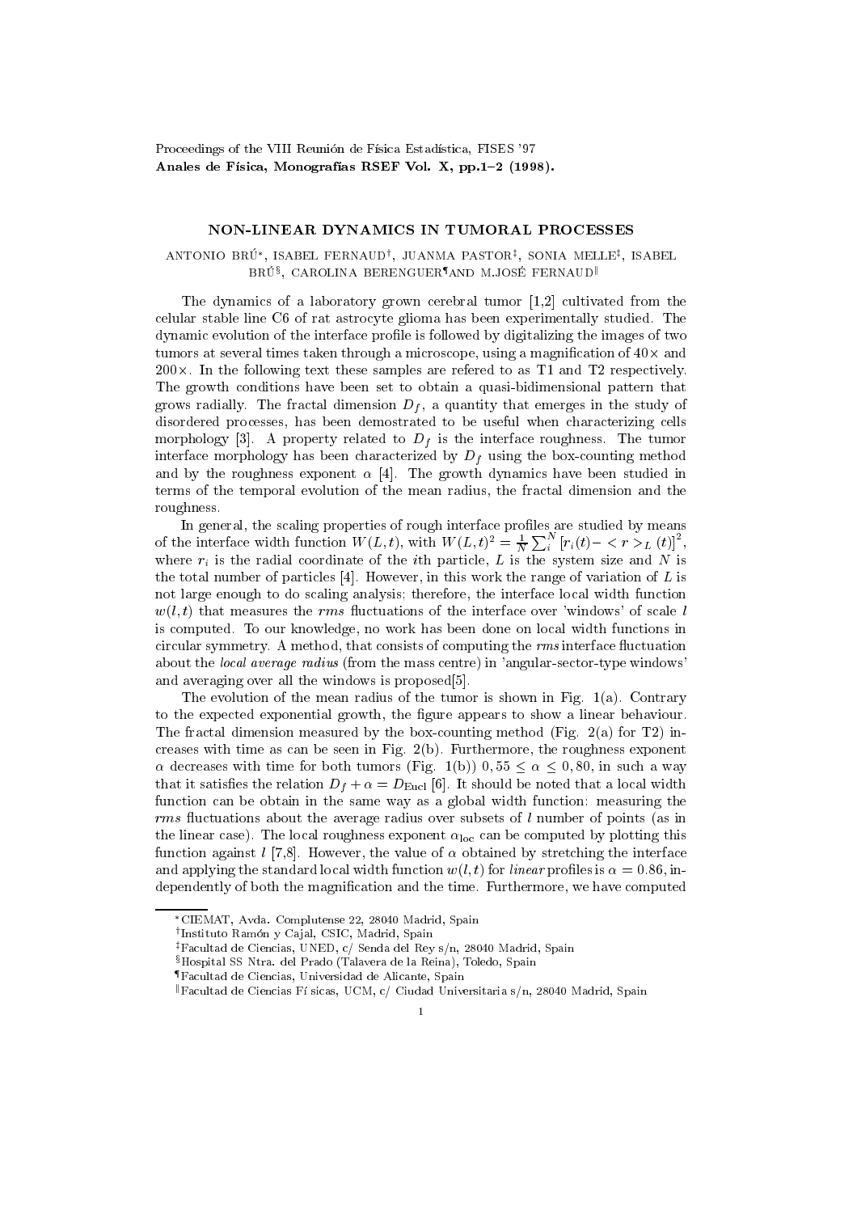Proceedings of the VIII Reunión de Física Estadística, FISES '97
**Anales de Física, Monografías RSEF Vol. X, pp.1–2 (1998).**

# NON-LINEAR DYNAMICS IN TUMORAL PROCESSES

ANTONIO BRÚ[*], ISABEL FERNAUD[†], JUANMA PASTOR[‡], SONIA MELLE[‡], ISABEL BRÚ[§], CAROLINA BERENGUER[¶] AND M.JOSÉ FERNAUD[‖]

The dynamics of a laboratory grown cerebral tumor [1,2] cultivated from the celular stable line C6 of rat astrocyte glioma has been experimentally studied. The dynamic evolution of the interface profile is followed by digitalizing the images of two tumors at several times taken through a microscope, using a magnification of 40× and 200×. In the following text these samples are refered to as T1 and T2 respectively. The growth conditions have been set to obtain a quasi-bidimensional pattern that grows radially. The fractal dimension $D_f$, a quantity that emerges in the study of disordered processes, has been demostrated to be useful when characterizing cells morphology [3]. A property related to $D_f$ is the interface roughness. The tumor interface morphology has been characterized by $D_f$ using the box-counting method and by the roughness exponent $\alpha$ [4]. The growth dynamics have been studied in terms of the temporal evolution of the mean radius, the fractal dimension and the roughness.

In general, the scaling properties of rough interface profiles are studied by means of the interface width function $W(L,t)$, with $W(L,t)^2 = \frac{1}{N}\sum_i^N \left[r_i(t) - <r>_L(t)\right]^2$, where $r_i$ is the radial coordinate of the $i$th particle, $L$ is the system size and $N$ is the total number of particles [4]. However, in this work the range of variation of $L$ is not large enough to do scaling analysis; therefore, the interface local width function $w(l,t)$ that measures the *rms* fluctuations of the interface over 'windows' of scale $l$ is computed. To our knowledge, no work has been done on local width functions in circular symmetry. A method, that consists of computing the *rms* interface fluctuation about the *local average radius* (from the mass centre) in 'angular-sector-type windows' and averaging over all the windows is proposed[5].

The evolution of the mean radius of the tumor is shown in Fig. 1(a). Contrary to the expected exponential growth, the figure appears to show a linear behaviour. The fractal dimension measured by the box-counting method (Fig. 2(a) for T2) increases with time as can be seen in Fig. 2(b). Furthermore, the roughness exponent $\alpha$ decreases with time for both tumors (Fig. 1(b)) $0,55 \leq \alpha \leq 0,80$, in such a way that it satisfies the relation $D_f + \alpha = D_{\mathrm{Eucl}}$ [6]. It should be noted that a local width function can be obtain in the same way as a global width function: measuring the *rms* fluctuations about the average radius over subsets of $l$ number of points (as in the linear case). The local roughness exponent $\alpha_{\mathrm{loc}}$ can be computed by plotting this function against $l$ [7,8]. However, the value of $\alpha$ obtained by stretching the interface and applying the standard local width function $w(l,t)$ for *linear* profiles is $\alpha = 0.86$, independently of both the magnification and the time. Furthermore, we have computed

---

[*] CIEMAT, Avda. Complutense 22, 28040 Madrid, Spain
[†] Instituto Ramón y Cajal, CSIC, Madrid, Spain
[‡] Facultad de Ciencias, UNED, c/ Senda del Rey s/n, 28040 Madrid, Spain
[§] Hospital SS Ntra. del Prado (Talavera de la Reina), Toledo, Spain
[¶] Facultad de Ciencias, Universidad de Alicante, Spain
[‖] Facultad de Ciencias Fí sicas, UCM, c/ Ciudad Universitaria s/n, 28040 Madrid, Spain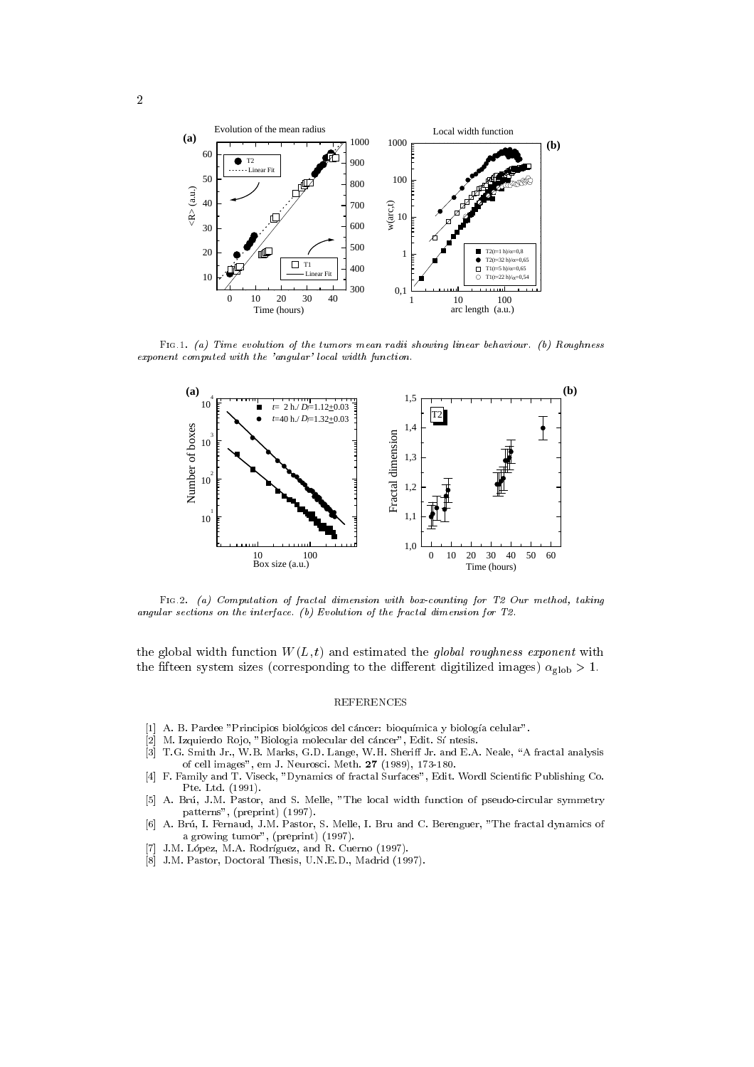Evolution of the mean radius

**(a)**

60
50
40
30
20
10

<R> (a.u.)

T2
Linear Fit

T1
Linear Fit

1000
900
800
700
600
500
400
300

0 10 20 30 40
Time (hours)

Local width function

**(b)**

1000
100
10
1
0,1

w(arc,t)

T2(t=1 h)/α=0,8
T2(t=32 h)/α=0,65
T1(t=5 h)/α=0,65
T1(t=22 h)/α=0,54

1 10 100
arc length (a.u.)

Fig.1. *(a) Time evolution of the tumors mean radii showing linear behaviour. (b) Roughness exponent computed with the 'angular' local width function.*

**(a)**

$10^4$
$10^3$
$10^2$
$10^1$

Number of boxes

$t=$ 2 h./ $D_f$=1.12±0.03
$t$=40 h./ $D_f$=1.32±0.03

10 100
Box size (a.u.)

**(b)**

1,5
1,4
1,3
1,2
1,1
1,0

Fractal dimension

T2

0 10 20 30 40 50 60
Time (hours)

Fig.2. *(a) Computation of fractal dimension with box-counting for T2 Our method, taking angular sections on the interface. (b) Evolution of the fractal dimension for T2.*

the global width function $W(L,t)$ and estimated the *global roughness exponent* with the fifteen system sizes (corresponding to the different digitilized images) $\alpha_{\rm glob} > 1$.

## REFERENCES

[1] A. B. Pardee "Principios biológicos del cáncer: bioquímica y biología celular".
[2] M. Izquierdo Rojo, "Biologia molecular del cáncer", Edit. Sí ntesis.
[3] T.G. Smith Jr., W.B. Marks, G.D. Lange, W.H. Sheriff Jr. and E.A. Neale, "A fractal analysis of cell images", em J. Neurosci. Meth. **27** (1989), 173-180.
[4] F. Family and T. Viseck, "Dynamics of fractal Surfaces", Edit. Wordl Scientific Publishing Co. Pte. Ltd. (1991).
[5] A. Brú, J.M. Pastor, and S. Melle, "The local width function of pseudo-circular symmetry patterns", (preprint) (1997).
[6] A. Brú, I. Fernaud, J.M. Pastor, S. Melle, I. Bru and C. Berenguer, "The fractal dynamics of a growing tumor", (preprint) (1997).
[7] J.M. López, M.A. Rodríguez, and R. Cuerno (1997).
[8] J.M. Pastor, Doctoral Thesis, U.N.E.D., Madrid (1997).